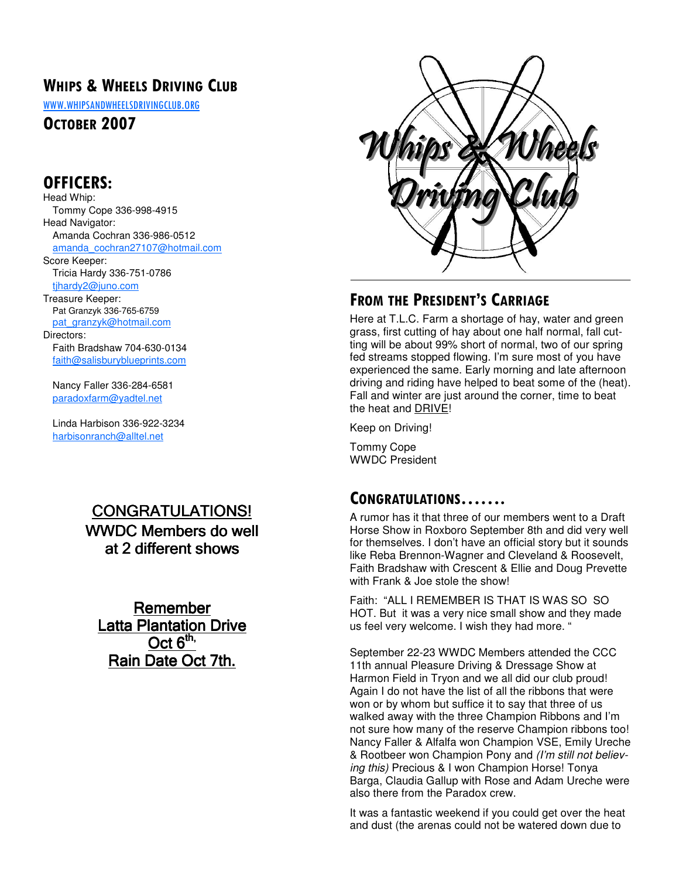# Whips & Wheels Driving Club

WWW.WHIPSANDWHEELSDRIVINGCLUB.ORG

## October 2007

## OFFICERS:

Head Whip:
Tommy Cope 336-998-4915

Head Navigator:
Amanda Cochran 336-986-0512
amanda_cochran27107@hotmail.com

Score Keeper:
Tricia Hardy 336-751-0786
tjhardy2@juno.com

Treasure Keeper:
Pat Granzyk 336-765-6759
pat_granzyk@hotmail.com

Directors:
Faith Bradshaw 704-630-0134
faith@salisburyblueprints.com

Nancy Faller 336-284-6581
paradoxfarm@yadtel.net

Linda Harbison 336-922-3234
harbisonranch@alltel.net

**CONGRATULATIONS!**
**WWDC Members do well at 2 different shows**

**Remember Latta Plantation Drive Oct 6th, Rain Date Oct 7th.**

## From the President's Carriage

Here at T.L.C. Farm a shortage of hay, water and green grass, first cutting of hay about one half normal, fall cutting will be about 99% short of normal, two of our spring fed streams stopped flowing. I'm sure most of you have experienced the same. Early morning and late afternoon driving and riding have helped to beat some of the (heat). Fall and winter are just around the corner, time to beat the heat and DRIVE!

Keep on Driving!

Tommy Cope
WWDC President

## Congratulations.......

A rumor has it that three of our members went to a Draft Horse Show in Roxboro September 8th and did very well for themselves. I don't have an official story but it sounds like Reba Brennon-Wagner and Cleveland & Roosevelt, Faith Bradshaw with Crescent & Ellie and Doug Prevette with Frank & Joe stole the show!

Faith: "ALL I REMEMBER IS THAT IS WAS SO SO HOT. But it was a very nice small show and they made us feel very welcome. I wish they had more. "

September 22-23 WWDC Members attended the CCC 11th annual Pleasure Driving & Dressage Show at Harmon Field in Tryon and we all did our club proud! Again I do not have the list of all the ribbons that were won or by whom but suffice it to say that three of us walked away with the three Champion Ribbons and I'm not sure how many of the reserve Champion ribbons too! Nancy Faller & Alfalfa won Champion VSE, Emily Ureche & Rootbeer won Champion Pony and *(I'm still not believing this)* Precious & I won Champion Horse! Tonya Barga, Claudia Gallup with Rose and Adam Ureche were also there from the Paradox crew.

It was a fantastic weekend if you could get over the heat and dust (the arenas could not be watered down due to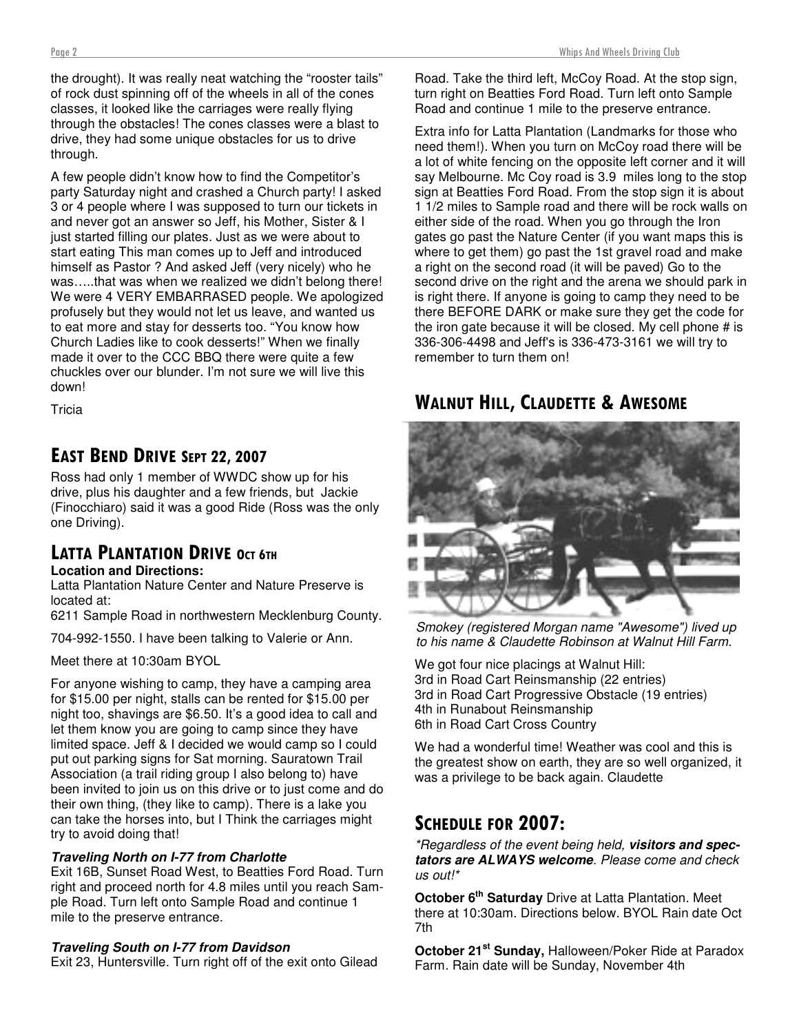the drought). It was really neat watching the "rooster tails" of rock dust spinning off of the wheels in all of the cones classes, it looked like the carriages were really flying through the obstacles! The cones classes were a blast to drive, they had some unique obstacles for us to drive through.

A few people didn't know how to find the Competitor's party Saturday night and crashed a Church party! I asked 3 or 4 people where I was supposed to turn our tickets in and never got an answer so Jeff, his Mother, Sister & I just started filling our plates. Just as we were about to start eating This man comes up to Jeff and introduced himself as Pastor ? And asked Jeff (very nicely) who he was…..that was when we realized we didn't belong there! We were 4 VERY EMBARRASED people. We apologized profusely but they would not let us leave, and wanted us to eat more and stay for desserts too. "You know how Church Ladies like to cook desserts!" When we finally made it over to the CCC BBQ there were quite a few chuckles over our blunder. I'm not sure we will live this down!

Tricia

## East Bend Drive Sept 22, 2007

Ross had only 1 member of WWDC show up for his drive, plus his daughter and a few friends, but Jackie (Finocchiaro) said it was a good Ride (Ross was the only one Driving).

## Latta Plantation Drive Oct 6th

**Location and Directions:**
Latta Plantation Nature Center and Nature Preserve is located at:
6211 Sample Road in northwestern Mecklenburg County.

704-992-1550. I have been talking to Valerie or Ann.

Meet there at 10:30am BYOL

For anyone wishing to camp, they have a camping area for $15.00 per night, stalls can be rented for $15.00 per night too, shavings are $6.50. It's a good idea to call and let them know you are going to camp since they have limited space. Jeff & I decided we would camp so I could put out parking signs for Sat morning. Sauratown Trail Association (a trail riding group I also belong to) have been invited to join us on this drive or to just come and do their own thing, (they like to camp). There is a lake you can take the horses into, but I Think the carriages might try to avoid doing that!

***Traveling North on I-77 from Charlotte***
Exit 16B, Sunset Road West, to Beatties Ford Road. Turn right and proceed north for 4.8 miles until you reach Sample Road. Turn left onto Sample Road and continue 1 mile to the preserve entrance.

***Traveling South on I-77 from Davidson***
Exit 23, Huntersville. Turn right off of the exit onto Gilead Road. Take the third left, McCoy Road. At the stop sign, turn right on Beatties Ford Road. Turn left onto Sample Road and continue 1 mile to the preserve entrance.

Extra info for Latta Plantation (Landmarks for those who need them!). When you turn on McCoy road there will be a lot of white fencing on the opposite left corner and it will say Melbourne. Mc Coy road is 3.9 miles long to the stop sign at Beatties Ford Road. From the stop sign it is about 1 1/2 miles to Sample road and there will be rock walls on either side of the road. When you go through the Iron gates go past the Nature Center (if you want maps this is where to get them) go past the 1st gravel road and make a right on the second road (it will be paved) Go to the second drive on the right and the arena we should park in is right there. If anyone is going to camp they need to be there BEFORE DARK or make sure they get the code for the iron gate because it will be closed. My cell phone # is 336-306-4498 and Jeff's is 336-473-3161 we will try to remember to turn them on!

## Walnut Hill, Claudette & Awesome

*Smokey (registered Morgan name "Awesome") lived up to his name & Claudette Robinson at Walnut Hill Farm.*

We got four nice placings at Walnut Hill:
3rd in Road Cart Reinsmanship (22 entries)
3rd in Road Cart Progressive Obstacle (19 entries)
4th in Runabout Reinsmanship
6th in Road Cart Cross Country

We had a wonderful time! Weather was cool and this is the greatest show on earth, they are so well organized, it was a privilege to be back again. Claudette

## Schedule for 2007:

*\*Regardless of the event being held, **visitors and spectators are ALWAYS welcome**. Please come and check us out!\**

**October 6th Saturday** Drive at Latta Plantation. Meet there at 10:30am. Directions below. BYOL Rain date Oct 7th

**October 21st Sunday,** Halloween/Poker Ride at Paradox Farm. Rain date will be Sunday, November 4th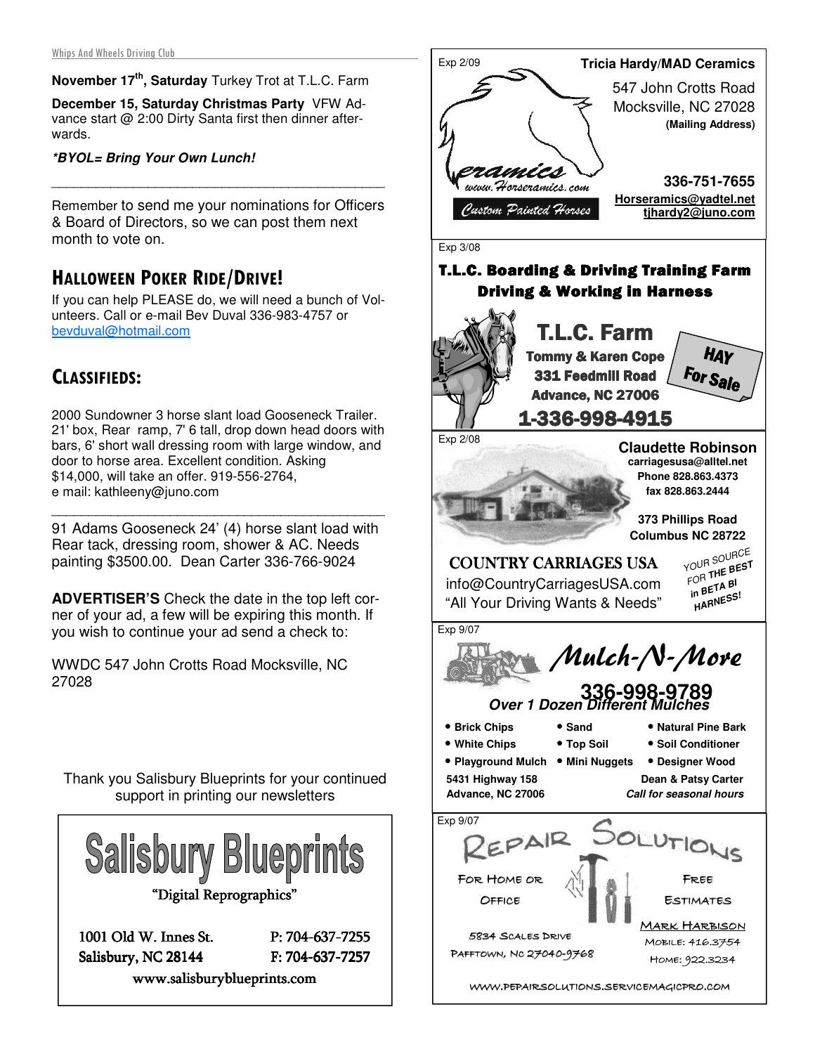**November 17[th], Saturday** Turkey Trot at T.L.C. Farm

**December 15, Saturday Christmas Party** VFW Advance start @ 2:00 Dirty Santa first then dinner afterwards.

***BYOL= Bring Your Own Lunch!***

---

Remember to send me your nominations for Officers & Board of Directors, so we can post them next month to vote on.

## HALLOWEEN POKER RIDE/DRIVE!

If you can help PLEASE do, we will need a bunch of Volunteers. Call or e-mail Bev Duval 336-983-4757 or bevduval@hotmail.com

## CLASSIFIEDS:

2000 Sundowner 3 horse slant load Gooseneck Trailer. 21' box, Rear ramp, 7' 6 tall, drop down head doors with bars, 6' short wall dressing room with large window, and door to horse area. Excellent condition. Asking $14,000, will take an offer. 919-556-2764, e mail: kathleeny@juno.com

---

91 Adams Gooseneck 24' (4) horse slant load with Rear tack, dressing room, shower & AC. Needs painting $3500.00. Dean Carter 336-766-9024

**ADVERTISER'S** Check the date in the top left corner of your ad, a few will be expiring this month. If you wish to continue your ad send a check to:

WWDC 547 John Crotts Road Mocksville, NC 27028

Thank you Salisbury Blueprints for your continued support in printing our newsletters

**Salisbury Blueprints**
"Digital Reprographics"

1001 Old W. Innes St.
Salisbury, NC 28144
P: 704-637-7255
F: 704-637-7257
www.salisburyblueprints.com

---

Exp 2/09

**Tricia Hardy/MAD Ceramics**
547 John Crotts Road
Mocksville, NC 27028
**(Mailing Address)**

Ceramics
www.Horseramics.com
Custom Painted Horses

**336-751-7655**
**Horseramics@yadtel.net**
**tjhardy2@juno.com**

---

Exp 3/08

**T.L.C. Boarding & Driving Training Farm**
**Driving & Working in Harness**

**T.L.C. Farm**
**Tommy & Karen Cope**
**331 Feedmill Road**
**Advance, NC 27006**
**1-336-998-4915**

**HAY For Sale**

---

Exp 2/08

**Claudette Robinson**
**carriagesusa@alltel.net**
**Phone 828.863.4373**
**fax 828.863.2444**

**373 Phillips Road**
**Columbus NC 28722**

**COUNTRY CARRIAGES USA**
info@CountryCarriagesUSA.com
"All Your Driving Wants & Needs"

YOUR SOURCE FOR THE BEST in BETA BI HARNESS!

---

Exp 9/07

***Mulch-N-More***
**336-998-9789**
***Over 1 Dozen Different Mulches***

- **Brick Chips**
- **White Chips**
- **Playground Mulch**
- **Sand**
- **Top Soil**
- **Mini Nuggets**
- **Natural Pine Bark**
- **Soil Conditioner**
- **Designer Wood**

**5431 Highway 158**
**Advance, NC 27006**

**Dean & Patsy Carter**
***Call for seasonal hours***

---

Exp 9/07

REPAIR SOLUTIONS

FOR HOME OR OFFICE

FREE ESTIMATES

5834 SCALES DRIVE
PAFFTOWN, NC 27040-9768

MARK HARBISON
MOBILE: 416.3754
HOME: 922.3234

WWW.PEPAIRSOLUTIONS.SERVICEMAGICPRO.COM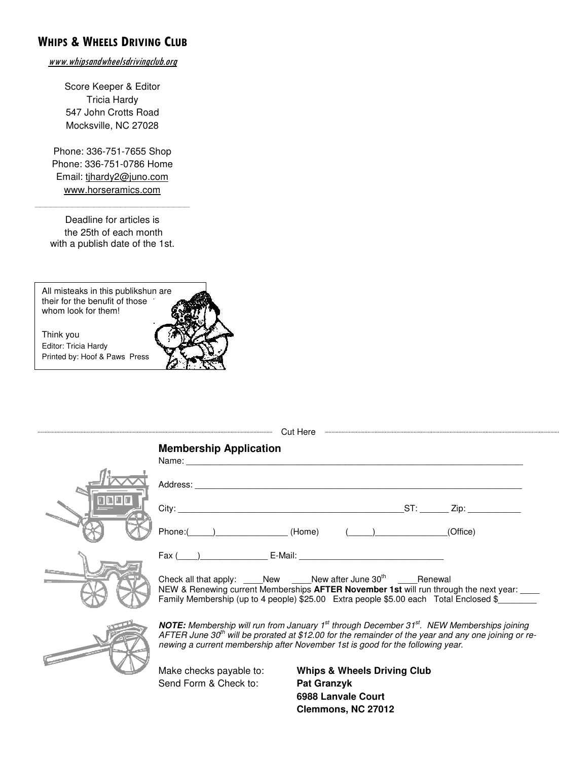## WHIPS & WHEELS DRIVING CLUB

www.whipsandwheelsdrivingclub.org

Score Keeper & Editor
Tricia Hardy
547 John Crotts Road
Mocksville, NC 27028

Phone: 336-751-7655 Shop
Phone: 336-751-0786 Home
Email: tjhardy2@juno.com
www.horseramics.com

---

Deadline for articles is
the 25th of each month
with a publish date of the 1st.

All misteaks in this publikshun are their for the benufit of those whom look for them!

Think you
Editor: Tricia Hardy
Printed by: Hoof & Paws Press

Cut Here

### Membership Application

Name: ______________________________________________________________________

Address: ____________________________________________________________________

City: ______________________________________________ST: ______ Zip: ___________

Phone:(_____)_______________ (Home) (_____)_______________(Office)

Fax (____)______________ E-Mail: ______________________________

Check all that apply: ____New ____New after June 30th ____Renewal

NEW & Renewing current Memberships **AFTER November 1st** will run through the next year: ____

Family Membership (up to 4 people) $25.00 Extra people $5.00 each Total Enclosed $________

***NOTE:*** *Membership will run from January 1st through December 31st. NEW Memberships joining AFTER June 30th will be prorated at $12.00 for the remainder of the year and any one joining or re-newing a current membership after November 1st is good for the following year.*

Make checks payable to: **Whips & Wheels Driving Club**

Send Form & Check to: **Pat Granzyk**
**6988 Lanvale Court**
**Clemmons, NC 27012**